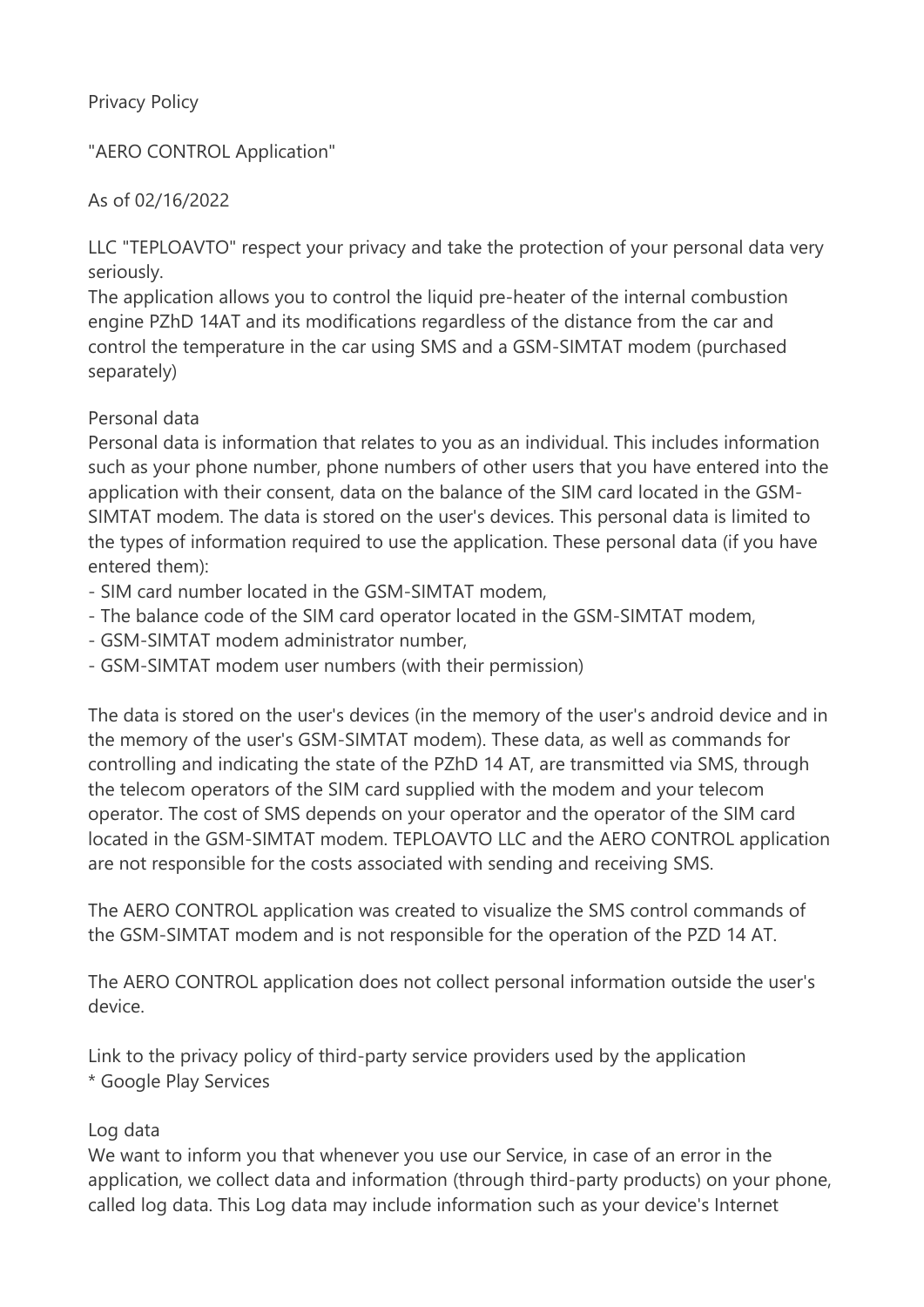Privacy Policy

"AERO CONTROL Application"

As of 02/16/2022

LLC "TEPLOAVTO" respect your privacy and take the protection of your personal data very seriously.
The application allows you to control the liquid pre-heater of the internal combustion engine PZhD 14AT and its modifications regardless of the distance from the car and control the temperature in the car using SMS and a GSM-SIMTAT modem (purchased separately)

Personal data
Personal data is information that relates to you as an individual. This includes information such as your phone number, phone numbers of other users that you have entered into the application with their consent, data on the balance of the SIM card located in the GSM-SIMTAT modem. The data is stored on the user's devices. This personal data is limited to the types of information required to use the application. These personal data (if you have entered them):

- SIM card number located in the GSM-SIMTAT modem,
- The balance code of the SIM card operator located in the GSM-SIMTAT modem,
- GSM-SIMTAT modem administrator number,
- GSM-SIMTAT modem user numbers (with their permission)

The data is stored on the user's devices (in the memory of the user's android device and in the memory of the user's GSM-SIMTAT modem). These data, as well as commands for controlling and indicating the state of the PZhD 14 AT, are transmitted via SMS, through the telecom operators of the SIM card supplied with the modem and your telecom operator. The cost of SMS depends on your operator and the operator of the SIM card located in the GSM-SIMTAT modem. TEPLOAVTO LLC and the AERO CONTROL application are not responsible for the costs associated with sending and receiving SMS.

The AERO CONTROL application was created to visualize the SMS control commands of the GSM-SIMTAT modem and is not responsible for the operation of the PZD 14 AT.

The AERO CONTROL application does not collect personal information outside the user's device.

Link to the privacy policy of third-party service providers used by the application
* Google Play Services

Log data
We want to inform you that whenever you use our Service, in case of an error in the application, we collect data and information (through third-party products) on your phone, called log data. This Log data may include information such as your device's Internet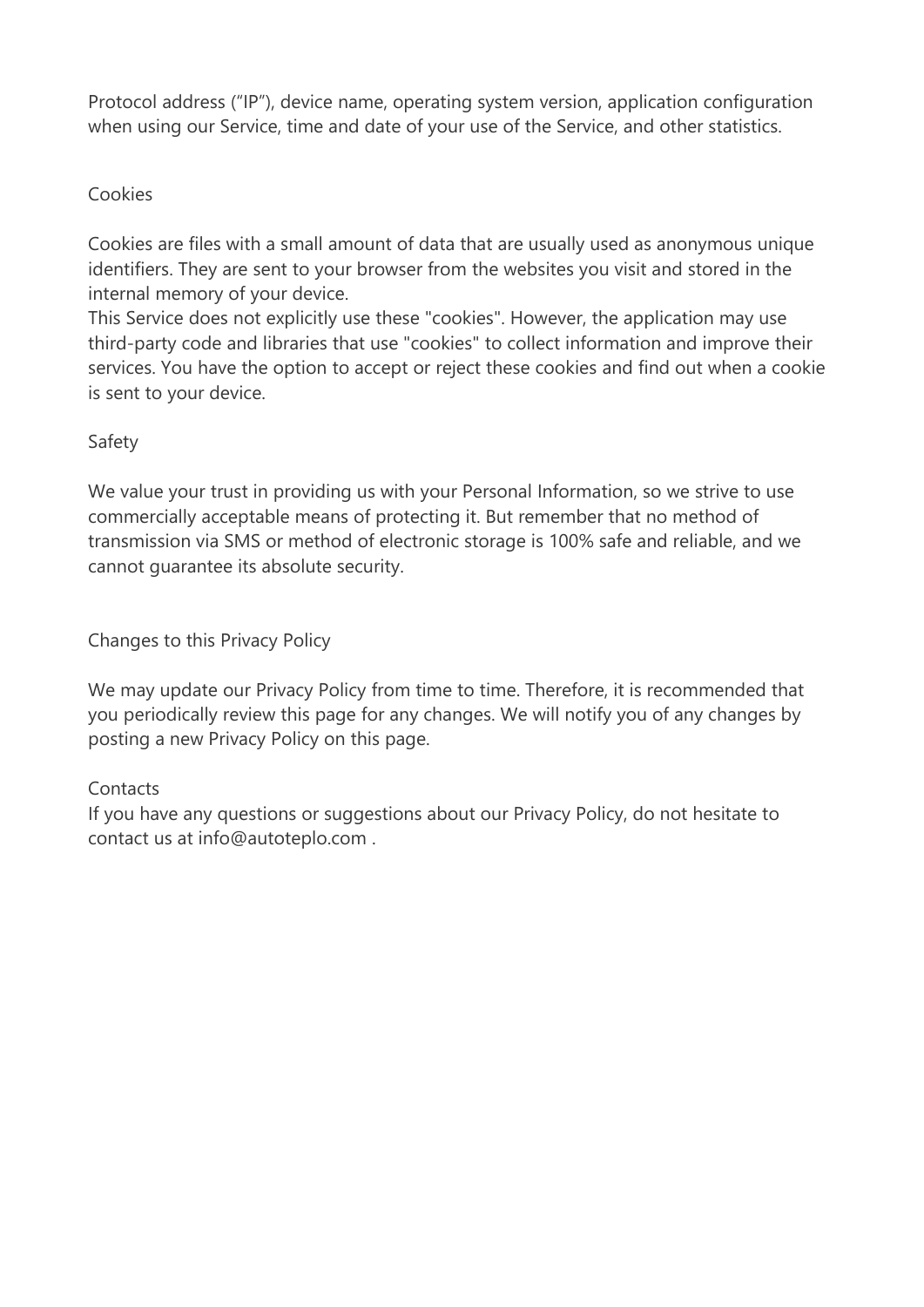Protocol address ("IP"), device name, operating system version, application configuration when using our Service, time and date of your use of the Service, and other statistics.

## Cookies

Cookies are files with a small amount of data that are usually used as anonymous unique identifiers. They are sent to your browser from the websites you visit and stored in the internal memory of your device.
This Service does not explicitly use these "cookies". However, the application may use third-party code and libraries that use "cookies" to collect information and improve their services. You have the option to accept or reject these cookies and find out when a cookie is sent to your device.

## Safety

We value your trust in providing us with your Personal Information, so we strive to use commercially acceptable means of protecting it. But remember that no method of transmission via SMS or method of electronic storage is 100% safe and reliable, and we cannot guarantee its absolute security.

## Changes to this Privacy Policy

We may update our Privacy Policy from time to time. Therefore, it is recommended that you periodically review this page for any changes. We will notify you of any changes by posting a new Privacy Policy on this page.

## Contacts

If you have any questions or suggestions about our Privacy Policy, do not hesitate to contact us at info@autoteplo.com .